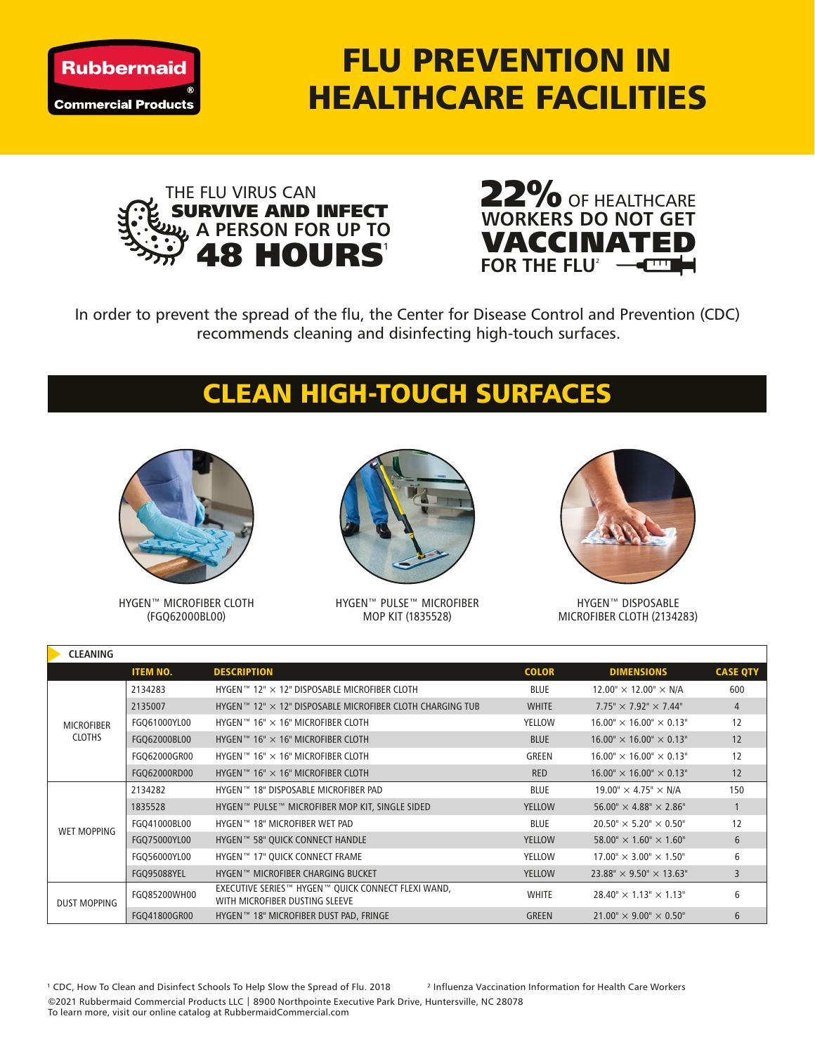Rubbermaid Commercial Products

# FLU PREVENTION IN HEALTHCARE FACILITIES

THE FLU VIRUS CAN **SURVIVE AND INFECT** A PERSON FOR UP TO **48 HOURS**[1]

**22%** OF HEALTHCARE WORKERS DO NOT GET **VACCINATED** FOR THE FLU[2]

In order to prevent the spread of the flu, the Center for Disease Control and Prevention (CDC) recommends cleaning and disinfecting high-touch surfaces.

## CLEAN HIGH-TOUCH SURFACES

HYGEN™ MICROFIBER CLOTH (FGQ62000BL00)

HYGEN™ PULSE™ MICROFIBER MOP KIT (1835528)

HYGEN™ DISPOSABLE MICROFIBER CLOTH (2134283)

**CLEANING**

| | ITEM NO. | DESCRIPTION | COLOR | DIMENSIONS | CASE QTY |
|---|---|---|---|---|---|
| MICROFIBER CLOTHS | 2134283 | HYGEN™ 12" × 12" DISPOSABLE MICROFIBER CLOTH | BLUE | 12.00" × 12.00" × N/A | 600 |
| | 2135007 | HYGEN™ 12" × 12" DISPOSABLE MICROFIBER CLOTH CHARGING TUB | WHITE | 7.75" × 7.92" × 7.44" | 4 |
| | FGQ61000YL00 | HYGEN™ 16" × 16" MICROFIBER CLOTH | YELLOW | 16.00" × 16.00" × 0.13" | 12 |
| | FGQ62000BL00 | HYGEN™ 16" × 16" MICROFIBER CLOTH | BLUE | 16.00" × 16.00" × 0.13" | 12 |
| | FGQ62000GR00 | HYGEN™ 16" × 16" MICROFIBER CLOTH | GREEN | 16.00" × 16.00" × 0.13" | 12 |
| | FGQ62000RD00 | HYGEN™ 16" × 16" MICROFIBER CLOTH | RED | 16.00" × 16.00" × 0.13" | 12 |
| WET MOPPING | 2134282 | HYGEN™ 18" DISPOSABLE MICROFIBER PAD | BLUE | 19.00" × 4.75" × N/A | 150 |
| | 1835528 | HYGEN™ PULSE™ MICROFIBER MOP KIT, SINGLE SIDED | YELLOW | 56.00" × 4.88" × 2.86" | 1 |
| | FGQ41000BL00 | HYGEN™ 18" MICROFIBER WET PAD | BLUE | 20.50" × 5.20" × 0.50" | 12 |
| | FGQ75000YL00 | HYGEN™ 58" QUICK CONNECT HANDLE | YELLOW | 58.00" × 1.60" × 1.60" | 6 |
| | FGQ56000YL00 | HYGEN™ 17" QUICK CONNECT FRAME | YELLOW | 17.00" × 3.00" × 1.50" | 6 |
| | FGQ95088YEL | HYGEN™ MICROFIBER CHARGING BUCKET | YELLOW | 23.88" × 9.50" × 13.63" | 3 |
| DUST MOPPING | FGQ85200WH00 | EXECUTIVE SERIES™ HYGEN™ QUICK CONNECT FLEXI WAND, WITH MICROFIBER DUSTING SLEEVE | WHITE | 28.40" × 1.13" × 1.13" | 6 |
| | FGQ41800GR00 | HYGEN™ 18" MICROFIBER DUST PAD, FRINGE | GREEN | 21.00" × 9.00" × 0.50" | 6 |

[1] CDC, How To Clean and Disinfect Schools To Help Slow the Spread of Flu. 2018

[2] Influenza Vaccination Information for Health Care Workers

©2021 Rubbermaid Commercial Products LLC | 8900 Northpointe Executive Park Drive, Huntersville, NC 28078
To learn more, visit our online catalog at RubbermaidCommercial.com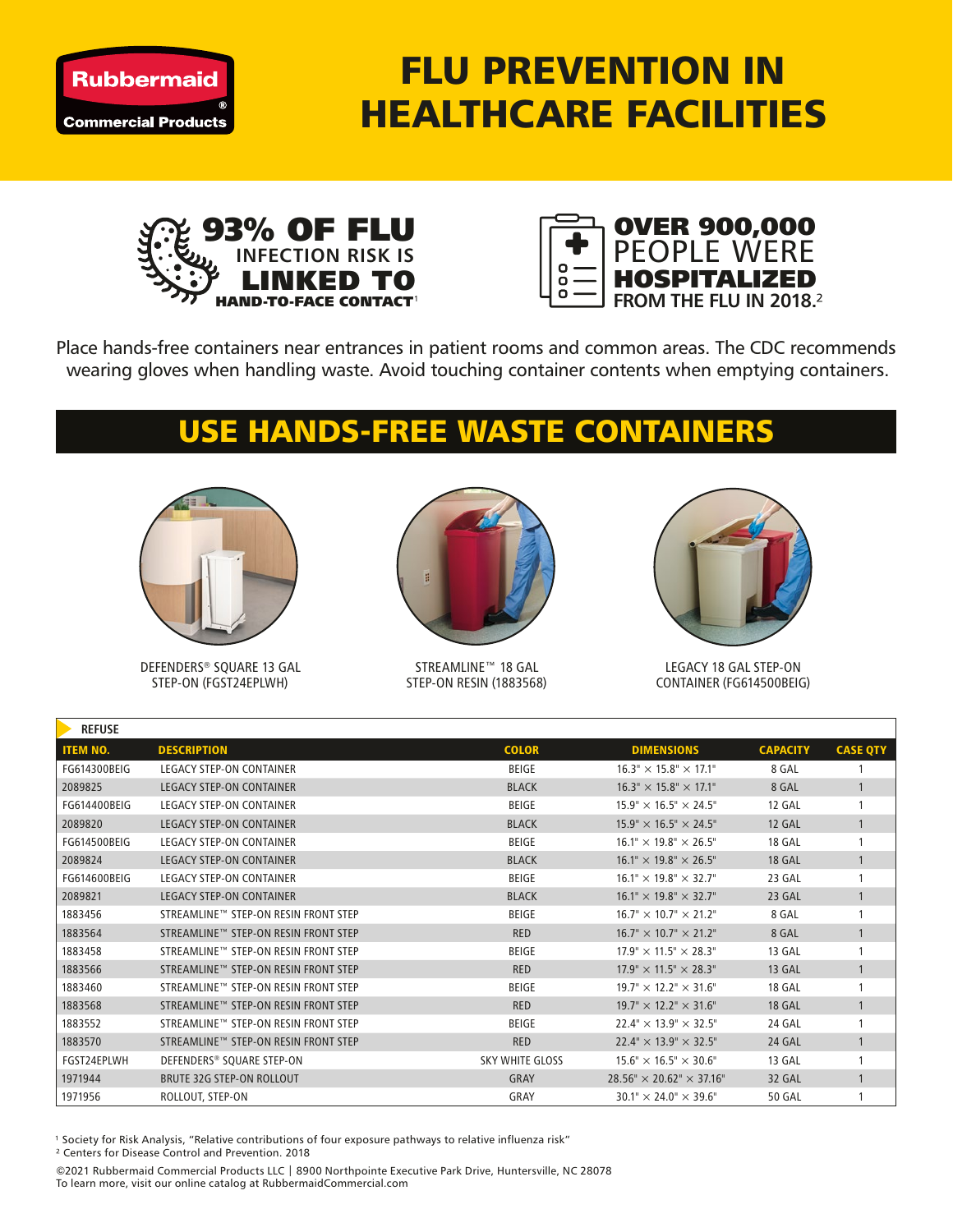Rubbermaid Commercial Products

# FLU PREVENTION IN HEALTHCARE FACILITIES

**93% OF FLU** INFECTION RISK IS **LINKED TO HAND-TO-FACE CONTACT**[1]

**OVER 900,000** PEOPLE WERE **HOSPITALIZED** FROM THE FLU IN 2018.[2]

Place hands-free containers near entrances in patient rooms and common areas. The CDC recommends wearing gloves when handling waste. Avoid touching container contents when emptying containers.

## USE HANDS-FREE WASTE CONTAINERS

DEFENDERS® SQUARE 13 GAL STEP-ON (FGST24EPLWH)

STREAMLINE™ 18 GAL STEP-ON RESIN (1883568)

LEGACY 18 GAL STEP-ON CONTAINER (FG614500BEIG)

### REFUSE

| ITEM NO. | DESCRIPTION | COLOR | DIMENSIONS | CAPACITY | CASE QTY |
|---|---|---|---|---|---|
| FG614300BEIG | LEGACY STEP-ON CONTAINER | BEIGE | 16.3" × 15.8" × 17.1" | 8 GAL | 1 |
| 2089825 | LEGACY STEP-ON CONTAINER | BLACK | 16.3" × 15.8" × 17.1" | 8 GAL | 1 |
| FG614400BEIG | LEGACY STEP-ON CONTAINER | BEIGE | 15.9" × 16.5" × 24.5" | 12 GAL | 1 |
| 2089820 | LEGACY STEP-ON CONTAINER | BLACK | 15.9" × 16.5" × 24.5" | 12 GAL | 1 |
| FG614500BEIG | LEGACY STEP-ON CONTAINER | BEIGE | 16.1" × 19.8" × 26.5" | 18 GAL | 1 |
| 2089824 | LEGACY STEP-ON CONTAINER | BLACK | 16.1" × 19.8" × 26.5" | 18 GAL | 1 |
| FG614600BEIG | LEGACY STEP-ON CONTAINER | BEIGE | 16.1" × 19.8" × 32.7" | 23 GAL | 1 |
| 2089821 | LEGACY STEP-ON CONTAINER | BLACK | 16.1" × 19.8" × 32.7" | 23 GAL | 1 |
| 1883456 | STREAMLINE™ STEP-ON RESIN FRONT STEP | BEIGE | 16.7" × 10.7" × 21.2" | 8 GAL | 1 |
| 1883564 | STREAMLINE™ STEP-ON RESIN FRONT STEP | RED | 16.7" × 10.7" × 21.2" | 8 GAL | 1 |
| 1883458 | STREAMLINE™ STEP-ON RESIN FRONT STEP | BEIGE | 17.9" × 11.5" × 28.3" | 13 GAL | 1 |
| 1883566 | STREAMLINE™ STEP-ON RESIN FRONT STEP | RED | 17.9" × 11.5" × 28.3" | 13 GAL | 1 |
| 1883460 | STREAMLINE™ STEP-ON RESIN FRONT STEP | BEIGE | 19.7" × 12.2" × 31.6" | 18 GAL | 1 |
| 1883568 | STREAMLINE™ STEP-ON RESIN FRONT STEP | RED | 19.7" × 12.2" × 31.6" | 18 GAL | 1 |
| 1883552 | STREAMLINE™ STEP-ON RESIN FRONT STEP | BEIGE | 22.4" × 13.9" × 32.5" | 24 GAL | 1 |
| 1883570 | STREAMLINE™ STEP-ON RESIN FRONT STEP | RED | 22.4" × 13.9" × 32.5" | 24 GAL | 1 |
| FGST24EPLWH | DEFENDERS® SQUARE STEP-ON | SKY WHITE GLOSS | 15.6" × 16.5" × 30.6" | 13 GAL | 1 |
| 1971944 | BRUTE 32G STEP-ON ROLLOUT | GRAY | 28.56" × 20.62" × 37.16" | 32 GAL | 1 |
| 1971956 | ROLLOUT, STEP-ON | GRAY | 30.1" × 24.0" × 39.6" | 50 GAL | 1 |

[1] Society for Risk Analysis, "Relative contributions of four exposure pathways to relative influenza risk"
[2] Centers for Disease Control and Prevention. 2018

©2021 Rubbermaid Commercial Products LLC | 8900 Northpointe Executive Park Drive, Huntersville, NC 28078
To learn more, visit our online catalog at RubbermaidCommercial.com